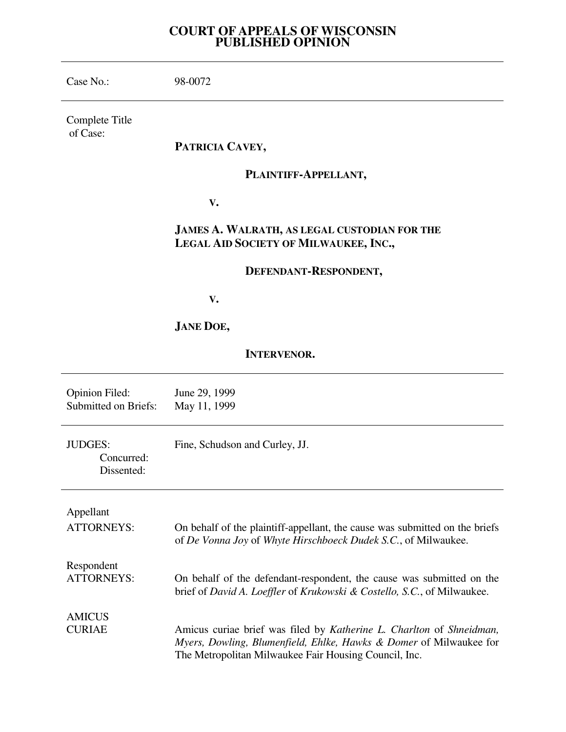# COURT OF APPEALS OF WISCONSIN
# PUBLISHED OPINION

---

| | |
|---|---|
| Case No.: | 98-0072 |
| Complete Title of Case: | **PATRICIA CAVEY,**<br><br>**PLAINTIFF-APPELLANT,**<br><br>**V.**<br><br>**JAMES A. WALRATH, AS LEGAL CUSTODIAN FOR THE LEGAL AID SOCIETY OF MILWAUKEE, INC.,**<br><br>**DEFENDANT-RESPONDENT,**<br><br>**V.**<br><br>**JANE DOE,**<br><br>**INTERVENOR.** |
| Opinion Filed: | June 29, 1999 |
| Submitted on Briefs: | May 11, 1999 |
| JUDGES: | Fine, Schudson and Curley, JJ. |
| Concurred: | |
| Dissented: | |
| Appellant ATTORNEYS: | On behalf of the plaintiff-appellant, the cause was submitted on the briefs of *De Vonna Joy* of *Whyte Hirschboeck Dudek S.C.*, of Milwaukee. |
| Respondent ATTORNEYS: | On behalf of the defendant-respondent, the cause was submitted on the brief of *David A. Loeffler* of *Krukowski & Costello, S.C.*, of Milwaukee. |
| AMICUS CURIAE | Amicus curiae brief was filed by *Katherine L. Charlton* of *Shneidman, Myers, Dowling, Blumenfield, Ehlke, Hawks & Domer* of Milwaukee for The Metropolitan Milwaukee Fair Housing Council, Inc. |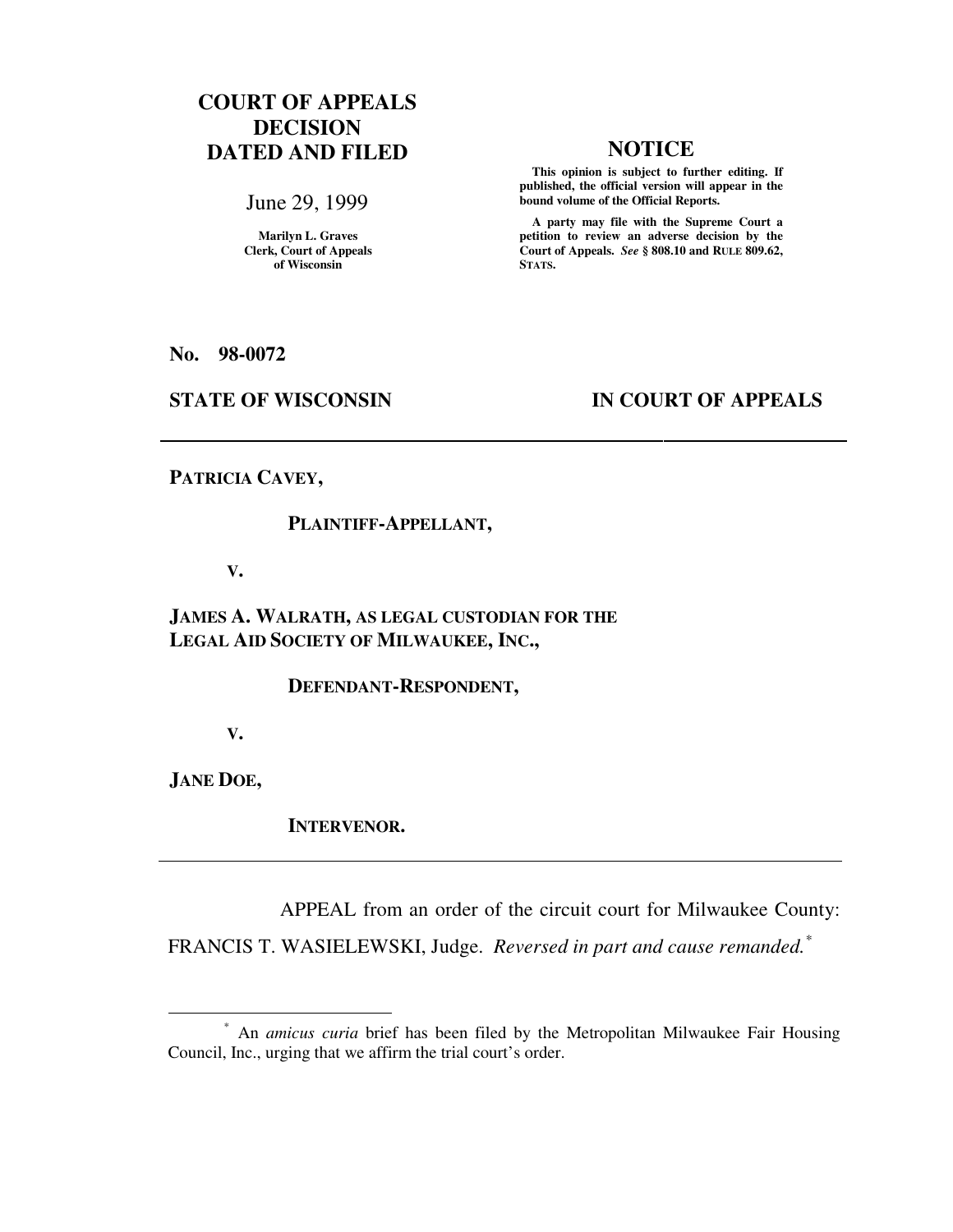# COURT OF APPEALS DECISION DATED AND FILED

June 29, 1999

Marilyn L. Graves
Clerk, Court of Appeals
of Wisconsin

## NOTICE

**This opinion is subject to further editing. If published, the official version will appear in the bound volume of the Official Reports.**

**A party may file with the Supreme Court a petition to review an adverse decision by the Court of Appeals. *See* § 808.10 and RULE 809.62, STATS.**

**No. 98-0072**

**STATE OF WISCONSIN** **IN COURT OF APPEALS**

---

**PATRICIA CAVEY,**

**PLAINTIFF-APPELLANT,**

**V.**

**JAMES A. WALRATH, AS LEGAL CUSTODIAN FOR THE LEGAL AID SOCIETY OF MILWAUKEE, INC.,**

**DEFENDANT-RESPONDENT,**

**V.**

**JANE DOE,**

**INTERVENOR.**

---

APPEAL from an order of the circuit court for Milwaukee County: FRANCIS T. WASIELEWSKI, Judge. *Reversed in part and cause remanded.*[*]

---

[*] An *amicus curia* brief has been filed by the Metropolitan Milwaukee Fair Housing Council, Inc., urging that we affirm the trial court's order.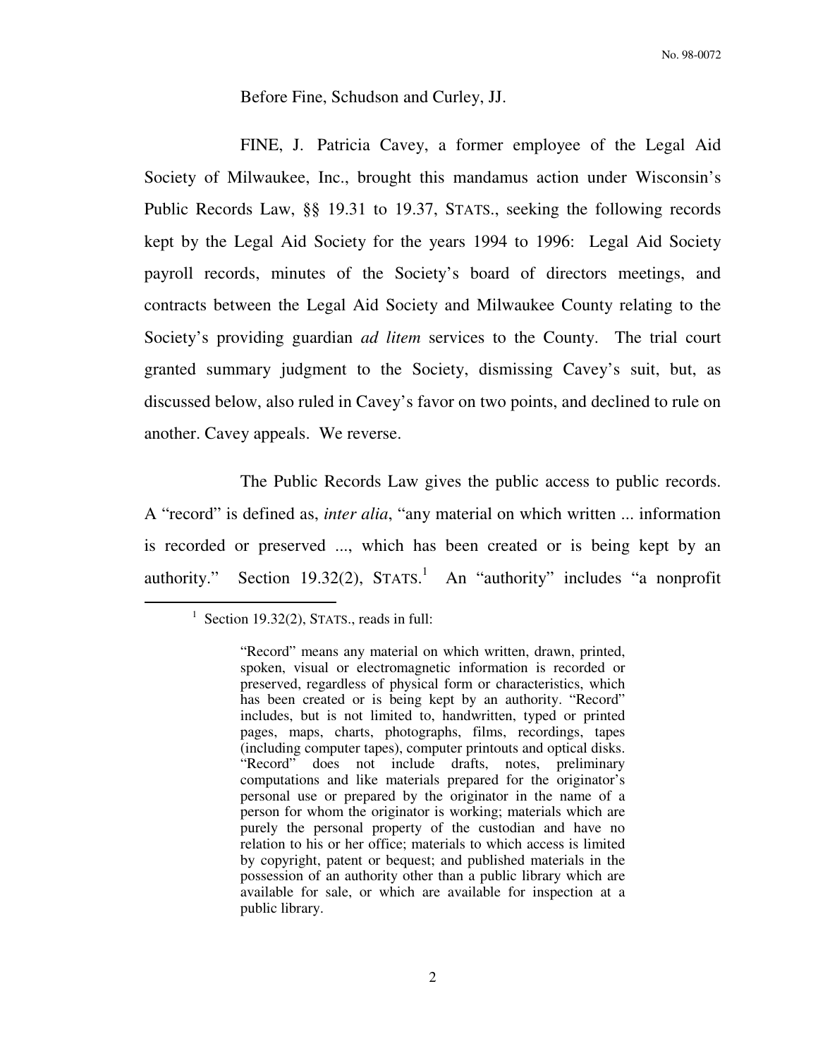Before Fine, Schudson and Curley, JJ.

FINE, J. Patricia Cavey, a former employee of the Legal Aid Society of Milwaukee, Inc., brought this mandamus action under Wisconsin's Public Records Law, §§ 19.31 to 19.37, STATS., seeking the following records kept by the Legal Aid Society for the years 1994 to 1996: Legal Aid Society payroll records, minutes of the Society's board of directors meetings, and contracts between the Legal Aid Society and Milwaukee County relating to the Society's providing guardian *ad litem* services to the County. The trial court granted summary judgment to the Society, dismissing Cavey's suit, but, as discussed below, also ruled in Cavey's favor on two points, and declined to rule on another. Cavey appeals. We reverse.

The Public Records Law gives the public access to public records. A "record" is defined as, *inter alia*, "any material on which written ... information is recorded or preserved ..., which has been created or is being kept by an authority." Section 19.32(2), STATS.[1] An "authority" includes "a nonprofit

---

[1] Section 19.32(2), STATS., reads in full:

> "Record" means any material on which written, drawn, printed, spoken, visual or electromagnetic information is recorded or preserved, regardless of physical form or characteristics, which has been created or is being kept by an authority. "Record" includes, but is not limited to, handwritten, typed or printed pages, maps, charts, photographs, films, recordings, tapes (including computer tapes), computer printouts and optical disks. "Record" does not include drafts, notes, preliminary computations and like materials prepared for the originator's personal use or prepared by the originator in the name of a person for whom the originator is working; materials which are purely the personal property of the custodian and have no relation to his or her office; materials to which access is limited by copyright, patent or bequest; and published materials in the possession of an authority other than a public library which are available for sale, or which are available for inspection at a public library.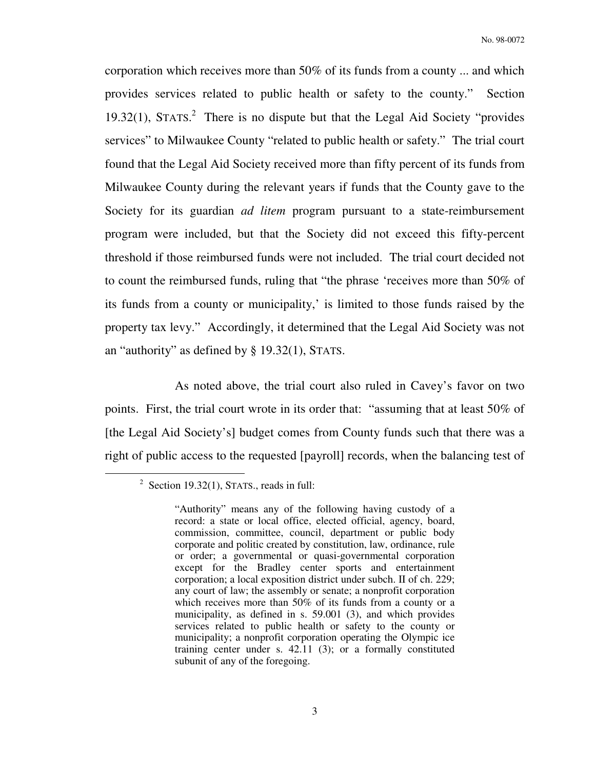corporation which receives more than 50% of its funds from a county ... and which provides services related to public health or safety to the county." Section 19.32(1), STATS.[2] There is no dispute but that the Legal Aid Society "provides services" to Milwaukee County "related to public health or safety." The trial court found that the Legal Aid Society received more than fifty percent of its funds from Milwaukee County during the relevant years if funds that the County gave to the Society for its guardian *ad litem* program pursuant to a state-reimbursement program were included, but that the Society did not exceed this fifty-percent threshold if those reimbursed funds were not included. The trial court decided not to count the reimbursed funds, ruling that "the phrase 'receives more than 50% of its funds from a county or municipality,' is limited to those funds raised by the property tax levy." Accordingly, it determined that the Legal Aid Society was not an "authority" as defined by § 19.32(1), STATS.

As noted above, the trial court also ruled in Cavey's favor on two points. First, the trial court wrote in its order that: "assuming that at least 50% of [the Legal Aid Society's] budget comes from County funds such that there was a right of public access to the requested [payroll] records, when the balancing test of

---

[2] Section 19.32(1), STATS., reads in full:

> "Authority" means any of the following having custody of a record: a state or local office, elected official, agency, board, commission, committee, council, department or public body corporate and politic created by constitution, law, ordinance, rule or order; a governmental or quasi-governmental corporation except for the Bradley center sports and entertainment corporation; a local exposition district under subch. II of ch. 229; any court of law; the assembly or senate; a nonprofit corporation which receives more than 50% of its funds from a county or a municipality, as defined in s. 59.001 (3), and which provides services related to public health or safety to the county or municipality; a nonprofit corporation operating the Olympic ice training center under s. 42.11 (3); or a formally constituted subunit of any of the foregoing.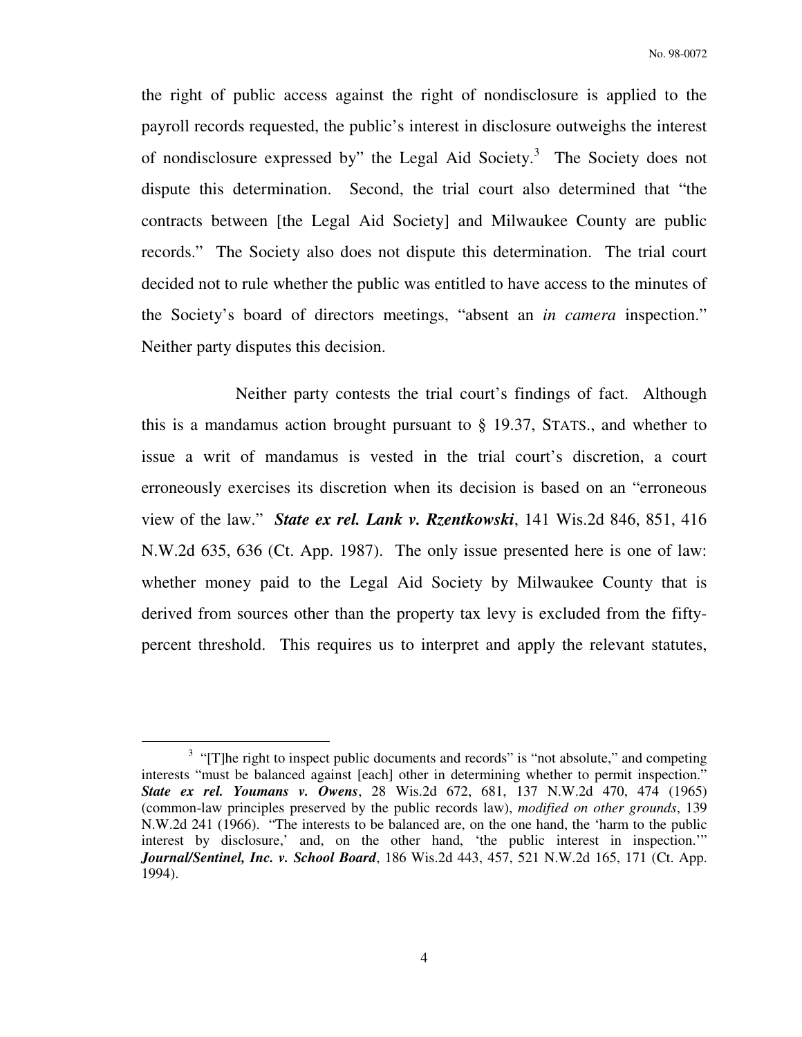the right of public access against the right of nondisclosure is applied to the payroll records requested, the public's interest in disclosure outweighs the interest of nondisclosure expressed by" the Legal Aid Society.[3] The Society does not dispute this determination. Second, the trial court also determined that "the contracts between [the Legal Aid Society] and Milwaukee County are public records." The Society also does not dispute this determination. The trial court decided not to rule whether the public was entitled to have access to the minutes of the Society's board of directors meetings, "absent an *in camera* inspection." Neither party disputes this decision.

Neither party contests the trial court's findings of fact. Although this is a mandamus action brought pursuant to § 19.37, STATS., and whether to issue a writ of mandamus is vested in the trial court's discretion, a court erroneously exercises its discretion when its decision is based on an "erroneous view of the law." ***State ex rel. Lank v. Rzentkowski***, 141 Wis.2d 846, 851, 416 N.W.2d 635, 636 (Ct. App. 1987). The only issue presented here is one of law: whether money paid to the Legal Aid Society by Milwaukee County that is derived from sources other than the property tax levy is excluded from the fifty-percent threshold. This requires us to interpret and apply the relevant statutes,

---

[3] "[T]he right to inspect public documents and records" is "not absolute," and competing interests "must be balanced against [each] other in determining whether to permit inspection." ***State ex rel. Youmans v. Owens***, 28 Wis.2d 672, 681, 137 N.W.2d 470, 474 (1965) (common-law principles preserved by the public records law), *modified on other grounds*, 139 N.W.2d 241 (1966). "The interests to be balanced are, on the one hand, the 'harm to the public interest by disclosure,' and, on the other hand, 'the public interest in inspection.'" ***Journal/Sentinel, Inc. v. School Board***, 186 Wis.2d 443, 457, 521 N.W.2d 165, 171 (Ct. App. 1994).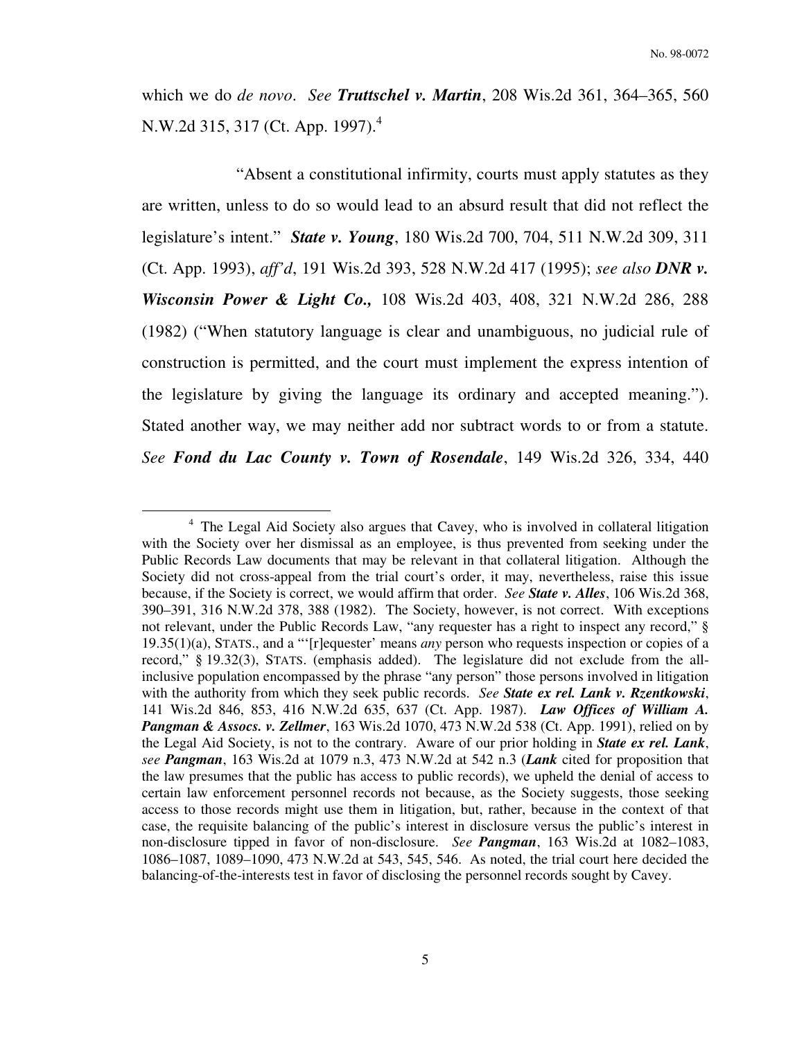which we do *de novo*. *See* ***Truttschel v. Martin***, 208 Wis.2d 361, 364–365, 560 N.W.2d 315, 317 (Ct. App. 1997).[4]

"Absent a constitutional infirmity, courts must apply statutes as they are written, unless to do so would lead to an absurd result that did not reflect the legislature's intent." ***State v. Young***, 180 Wis.2d 700, 704, 511 N.W.2d 309, 311 (Ct. App. 1993), *aff'd*, 191 Wis.2d 393, 528 N.W.2d 417 (1995); *see also* ***DNR v. Wisconsin Power & Light Co.,*** 108 Wis.2d 403, 408, 321 N.W.2d 286, 288 (1982) ("When statutory language is clear and unambiguous, no judicial rule of construction is permitted, and the court must implement the express intention of the legislature by giving the language its ordinary and accepted meaning."). Stated another way, we may neither add nor subtract words to or from a statute. *See* ***Fond du Lac County v. Town of Rosendale***, 149 Wis.2d 326, 334, 440

---

[4] The Legal Aid Society also argues that Cavey, who is involved in collateral litigation with the Society over her dismissal as an employee, is thus prevented from seeking under the Public Records Law documents that may be relevant in that collateral litigation. Although the Society did not cross-appeal from the trial court's order, it may, nevertheless, raise this issue because, if the Society is correct, we would affirm that order. *See* ***State v. Alles***, 106 Wis.2d 368, 390–391, 316 N.W.2d 378, 388 (1982). The Society, however, is not correct. With exceptions not relevant, under the Public Records Law, "any requester has a right to inspect any record," § 19.35(1)(a), STATS., and a "'[r]equester' means *any* person who requests inspection or copies of a record," § 19.32(3), STATS. (emphasis added). The legislature did not exclude from the all-inclusive population encompassed by the phrase "any person" those persons involved in litigation with the authority from which they seek public records. *See* ***State ex rel. Lank v. Rzentkowski***, 141 Wis.2d 846, 853, 416 N.W.2d 635, 637 (Ct. App. 1987). ***Law Offices of William A. Pangman & Assocs. v. Zellmer***, 163 Wis.2d 1070, 473 N.W.2d 538 (Ct. App. 1991), relied on by the Legal Aid Society, is not to the contrary. Aware of our prior holding in ***State ex rel. Lank***, *see* ***Pangman***, 163 Wis.2d at 1079 n.3, 473 N.W.2d at 542 n.3 (***Lank*** cited for proposition that the law presumes that the public has access to public records), we upheld the denial of access to certain law enforcement personnel records not because, as the Society suggests, those seeking access to those records might use them in litigation, but, rather, because in the context of that case, the requisite balancing of the public's interest in disclosure versus the public's interest in non-disclosure tipped in favor of non-disclosure. *See* ***Pangman***, 163 Wis.2d at 1082–1083, 1086–1087, 1089–1090, 473 N.W.2d at 543, 545, 546. As noted, the trial court here decided the balancing-of-the-interests test in favor of disclosing the personnel records sought by Cavey.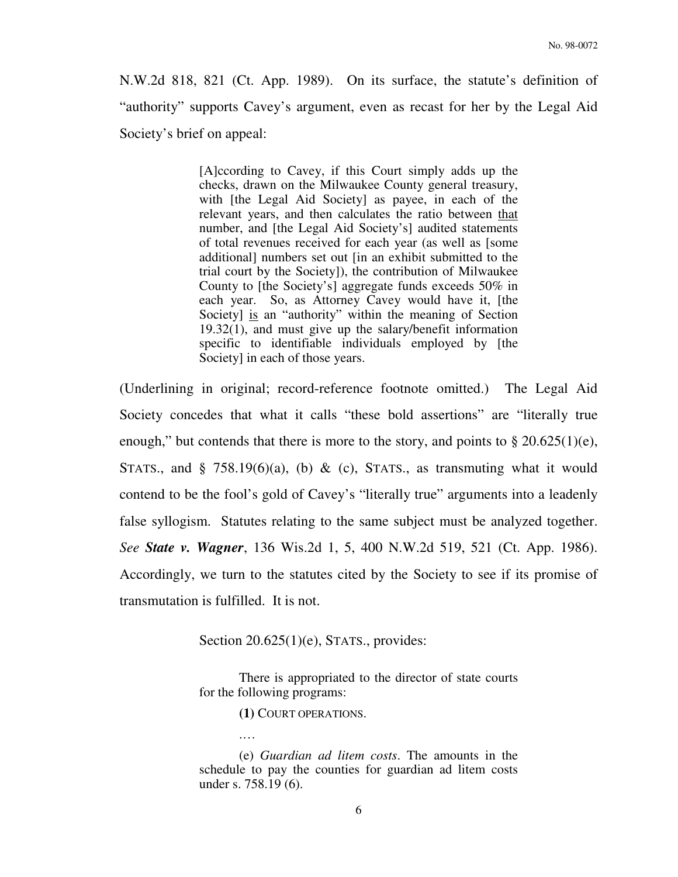N.W.2d 818, 821 (Ct. App. 1989). On its surface, the statute's definition of "authority" supports Cavey's argument, even as recast for her by the Legal Aid Society's brief on appeal:

> [A]ccording to Cavey, if this Court simply adds up the checks, drawn on the Milwaukee County general treasury, with [the Legal Aid Society] as payee, in each of the relevant years, and then calculates the ratio between <u>that</u> number, and [the Legal Aid Society's] audited statements of total revenues received for each year (as well as [some additional] numbers set out [in an exhibit submitted to the trial court by the Society]), the contribution of Milwaukee County to [the Society's] aggregate funds exceeds 50% in each year. So, as Attorney Cavey would have it, [the Society] <u>is</u> an "authority" within the meaning of Section 19.32(1), and must give up the salary/benefit information specific to identifiable individuals employed by [the Society] in each of those years.

(Underlining in original; record-reference footnote omitted.) The Legal Aid Society concedes that what it calls "these bold assertions" are "literally true enough," but contends that there is more to the story, and points to § 20.625(1)(e), STATS., and § 758.19(6)(a), (b) & (c), STATS., as transmuting what it would contend to be the fool's gold of Cavey's "literally true" arguments into a leadenly false syllogism. Statutes relating to the same subject must be analyzed together. *See* ***State v. Wagner***, 136 Wis.2d 1, 5, 400 N.W.2d 519, 521 (Ct. App. 1986). Accordingly, we turn to the statutes cited by the Society to see if its promise of transmutation is fulfilled. It is not.

Section 20.625(1)(e), STATS., provides:

> There is appropriated to the director of state courts for the following programs:
>
> **(1)** COURT OPERATIONS.
>
> ….
>
> (e) *Guardian ad litem costs*. The amounts in the schedule to pay the counties for guardian ad litem costs under s. 758.19 (6).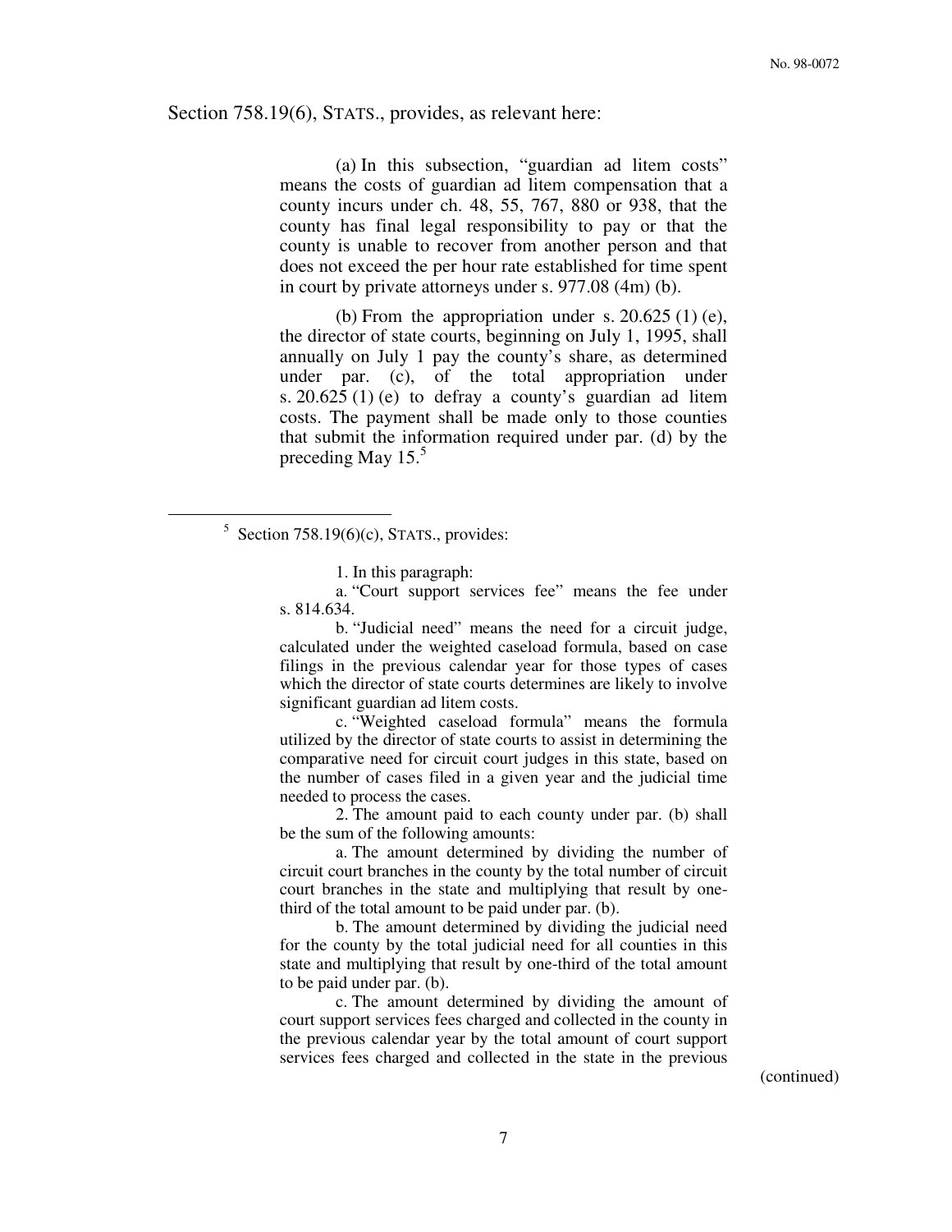Section 758.19(6), STATS., provides, as relevant here:

> (a) In this subsection, "guardian ad litem costs" means the costs of guardian ad litem compensation that a county incurs under ch. 48, 55, 767, 880 or 938, that the county has final legal responsibility to pay or that the county is unable to recover from another person and that does not exceed the per hour rate established for time spent in court by private attorneys under s. 977.08 (4m) (b).
>
> (b) From the appropriation under s. 20.625 (1) (e), the director of state courts, beginning on July 1, 1995, shall annually on July 1 pay the county's share, as determined under par. (c), of the total appropriation under s. 20.625 (1) (e) to defray a county's guardian ad litem costs. The payment shall be made only to those counties that submit the information required under par. (d) by the preceding May 15.[5]

---

[5] Section 758.19(6)(c), STATS., provides:

> 1. In this paragraph:
>
> a. "Court support services fee" means the fee under s. 814.634.
>
> b. "Judicial need" means the need for a circuit judge, calculated under the weighted caseload formula, based on case filings in the previous calendar year for those types of cases which the director of state courts determines are likely to involve significant guardian ad litem costs.
>
> c. "Weighted caseload formula" means the formula utilized by the director of state courts to assist in determining the comparative need for circuit court judges in this state, based on the number of cases filed in a given year and the judicial time needed to process the cases.
>
> 2. The amount paid to each county under par. (b) shall be the sum of the following amounts:
>
> a. The amount determined by dividing the number of circuit court branches in the county by the total number of circuit court branches in the state and multiplying that result by one-third of the total amount to be paid under par. (b).
>
> b. The amount determined by dividing the judicial need for the county by the total judicial need for all counties in this state and multiplying that result by one-third of the total amount to be paid under par. (b).
>
> c. The amount determined by dividing the amount of court support services fees charged and collected in the county in the previous calendar year by the total amount of court support services fees charged and collected in the state in the previous

(continued)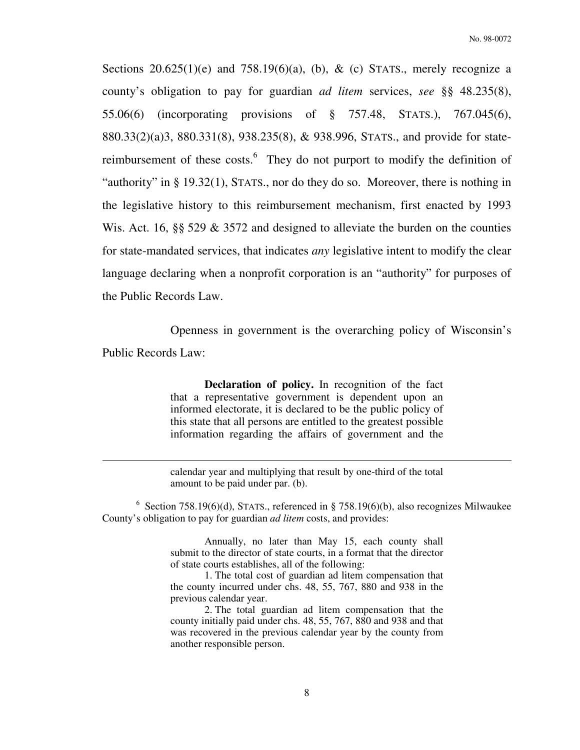Sections 20.625(1)(e) and 758.19(6)(a), (b), & (c) STATS., merely recognize a county's obligation to pay for guardian *ad litem* services, *see* §§ 48.235(8), 55.06(6) (incorporating provisions of § 757.48, STATS.), 767.045(6), 880.33(2)(a)3, 880.331(8), 938.235(8), & 938.996, STATS., and provide for state-reimbursement of these costs.[6] They do not purport to modify the definition of "authority" in § 19.32(1), STATS., nor do they do so. Moreover, there is nothing in the legislative history to this reimbursement mechanism, first enacted by 1993 Wis. Act. 16, §§ 529 & 3572 and designed to alleviate the burden on the counties for state-mandated services, that indicates *any* legislative intent to modify the clear language declaring when a nonprofit corporation is an "authority" for purposes of the Public Records Law.

Openness in government is the overarching policy of Wisconsin's Public Records Law:

> **Declaration of policy.** In recognition of the fact that a representative government is dependent upon an informed electorate, it is declared to be the public policy of this state that all persons are entitled to the greatest possible information regarding the affairs of government and the

---

calendar year and multiplying that result by one-third of the total amount to be paid under par. (b).

[6] Section 758.19(6)(d), STATS., referenced in § 758.19(6)(b), also recognizes Milwaukee County's obligation to pay for guardian *ad litem* costs, and provides:

> Annually, no later than May 15, each county shall submit to the director of state courts, in a format that the director of state courts establishes, all of the following:
>
> 1. The total cost of guardian ad litem compensation that the county incurred under chs. 48, 55, 767, 880 and 938 in the previous calendar year.
>
> 2. The total guardian ad litem compensation that the county initially paid under chs. 48, 55, 767, 880 and 938 and that was recovered in the previous calendar year by the county from another responsible person.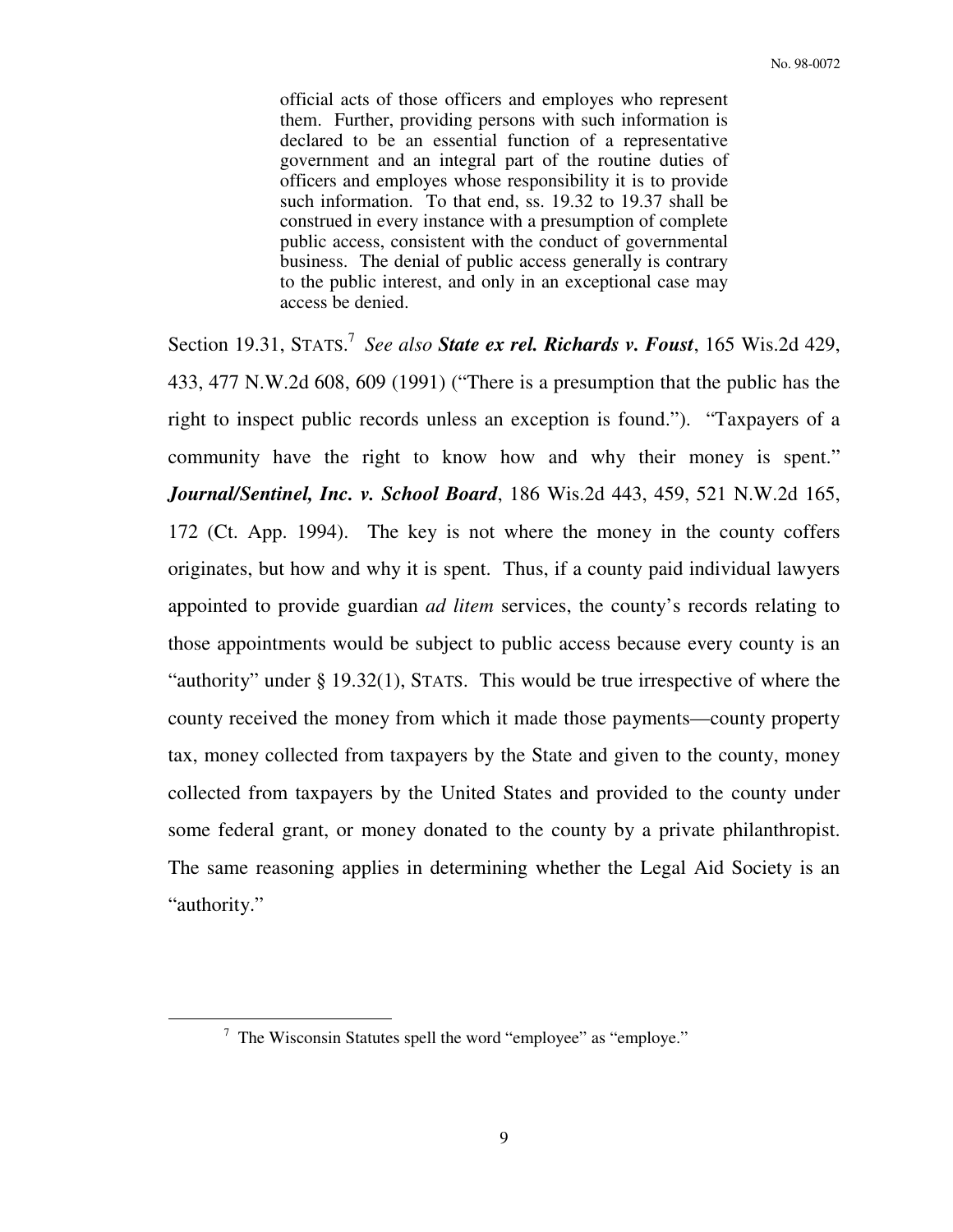> official acts of those officers and employes who represent them. Further, providing persons with such information is declared to be an essential function of a representative government and an integral part of the routine duties of officers and employes whose responsibility it is to provide such information. To that end, ss. 19.32 to 19.37 shall be construed in every instance with a presumption of complete public access, consistent with the conduct of governmental business. The denial of public access generally is contrary to the public interest, and only in an exceptional case may access be denied.

Section 19.31, STATS.[7] *See also* ***State ex rel. Richards v. Foust***, 165 Wis.2d 429, 433, 477 N.W.2d 608, 609 (1991) ("There is a presumption that the public has the right to inspect public records unless an exception is found."). "Taxpayers of a community have the right to know how and why their money is spent." ***Journal/Sentinel, Inc. v. School Board***, 186 Wis.2d 443, 459, 521 N.W.2d 165, 172 (Ct. App. 1994). The key is not where the money in the county coffers originates, but how and why it is spent. Thus, if a county paid individual lawyers appointed to provide guardian *ad litem* services, the county's records relating to those appointments would be subject to public access because every county is an "authority" under § 19.32(1), STATS. This would be true irrespective of where the county received the money from which it made those payments—county property tax, money collected from taxpayers by the State and given to the county, money collected from taxpayers by the United States and provided to the county under some federal grant, or money donated to the county by a private philanthropist. The same reasoning applies in determining whether the Legal Aid Society is an "authority."

---

[7] The Wisconsin Statutes spell the word "employee" as "employe."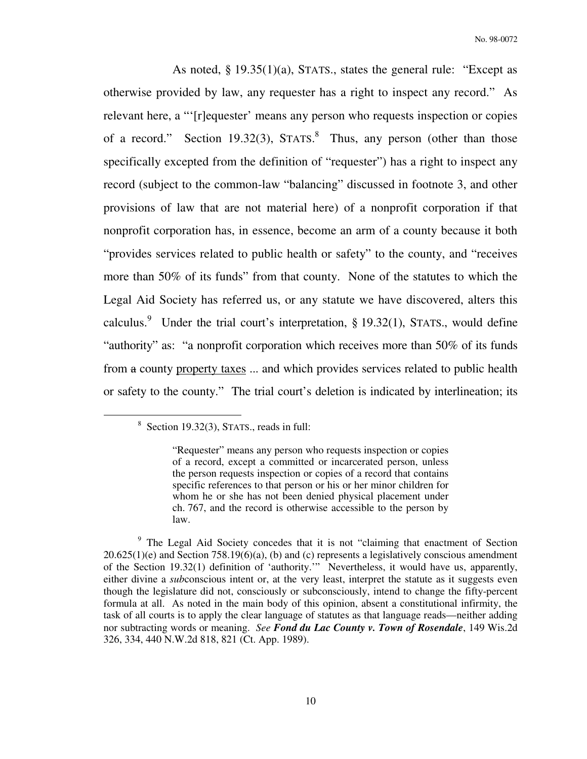As noted, § 19.35(1)(a), STATS., states the general rule: "Except as otherwise provided by law, any requester has a right to inspect any record." As relevant here, a "'[r]equester' means any person who requests inspection or copies of a record." Section 19.32(3), STATS.[8] Thus, any person (other than those specifically excepted from the definition of "requester") has a right to inspect any record (subject to the common-law "balancing" discussed in footnote 3, and other provisions of law that are not material here) of a nonprofit corporation if that nonprofit corporation has, in essence, become an arm of a county because it both "provides services related to public health or safety" to the county, and "receives more than 50% of its funds" from that county. None of the statutes to which the Legal Aid Society has referred us, or any statute we have discovered, alters this calculus.[9] Under the trial court's interpretation, § 19.32(1), STATS., would define "authority" as: "a nonprofit corporation which receives more than 50% of its funds from ~~a~~ county <u>property taxes</u> ... and which provides services related to public health or safety to the county." The trial court's deletion is indicated by interlineation; its

---

[8] Section 19.32(3), STATS., reads in full:

> "Requester" means any person who requests inspection or copies of a record, except a committed or incarcerated person, unless the person requests inspection or copies of a record that contains specific references to that person or his or her minor children for whom he or she has not been denied physical placement under ch. 767, and the record is otherwise accessible to the person by law.

[9] The Legal Aid Society concedes that it is not "claiming that enactment of Section 20.625(1)(e) and Section 758.19(6)(a), (b) and (c) represents a legislatively conscious amendment of the Section 19.32(1) definition of 'authority.'" Nevertheless, it would have us, apparently, either divine a *sub*conscious intent or, at the very least, interpret the statute as it suggests even though the legislature did not, consciously or subconsciously, intend to change the fifty-percent formula at all. As noted in the main body of this opinion, absent a constitutional infirmity, the task of all courts is to apply the clear language of statutes as that language reads—neither adding nor subtracting words or meaning. *See* ***Fond du Lac County v. Town of Rosendale***, 149 Wis.2d 326, 334, 440 N.W.2d 818, 821 (Ct. App. 1989).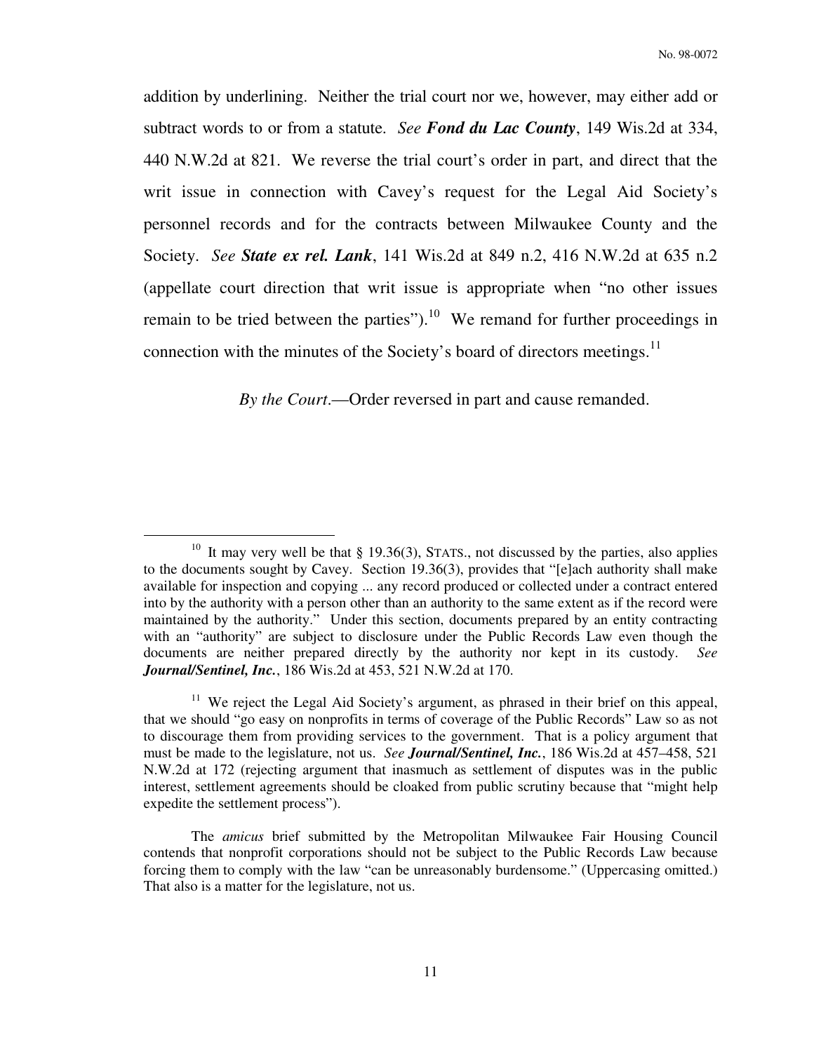addition by underlining. Neither the trial court nor we, however, may either add or subtract words to or from a statute. *See* ***Fond du Lac County***, 149 Wis.2d at 334, 440 N.W.2d at 821. We reverse the trial court's order in part, and direct that the writ issue in connection with Cavey's request for the Legal Aid Society's personnel records and for the contracts between Milwaukee County and the Society. *See* ***State ex rel. Lank***, 141 Wis.2d at 849 n.2, 416 N.W.2d at 635 n.2 (appellate court direction that writ issue is appropriate when "no other issues remain to be tried between the parties").[10] We remand for further proceedings in connection with the minutes of the Society's board of directors meetings.[11]

*By the Court*.—Order reversed in part and cause remanded.

---

[10] It may very well be that § 19.36(3), STATS., not discussed by the parties, also applies to the documents sought by Cavey. Section 19.36(3), provides that "[e]ach authority shall make available for inspection and copying ... any record produced or collected under a contract entered into by the authority with a person other than an authority to the same extent as if the record were maintained by the authority." Under this section, documents prepared by an entity contracting with an "authority" are subject to disclosure under the Public Records Law even though the documents are neither prepared directly by the authority nor kept in its custody. *See* ***Journal/Sentinel, Inc.***, 186 Wis.2d at 453, 521 N.W.2d at 170.

[11] We reject the Legal Aid Society's argument, as phrased in their brief on this appeal, that we should "go easy on nonprofits in terms of coverage of the Public Records" Law so as not to discourage them from providing services to the government. That is a policy argument that must be made to the legislature, not us. *See* ***Journal/Sentinel, Inc.***, 186 Wis.2d at 457–458, 521 N.W.2d at 172 (rejecting argument that inasmuch as settlement of disputes was in the public interest, settlement agreements should be cloaked from public scrutiny because that "might help expedite the settlement process").

The *amicus* brief submitted by the Metropolitan Milwaukee Fair Housing Council contends that nonprofit corporations should not be subject to the Public Records Law because forcing them to comply with the law "can be unreasonably burdensome." (Uppercasing omitted.) That also is a matter for the legislature, not us.